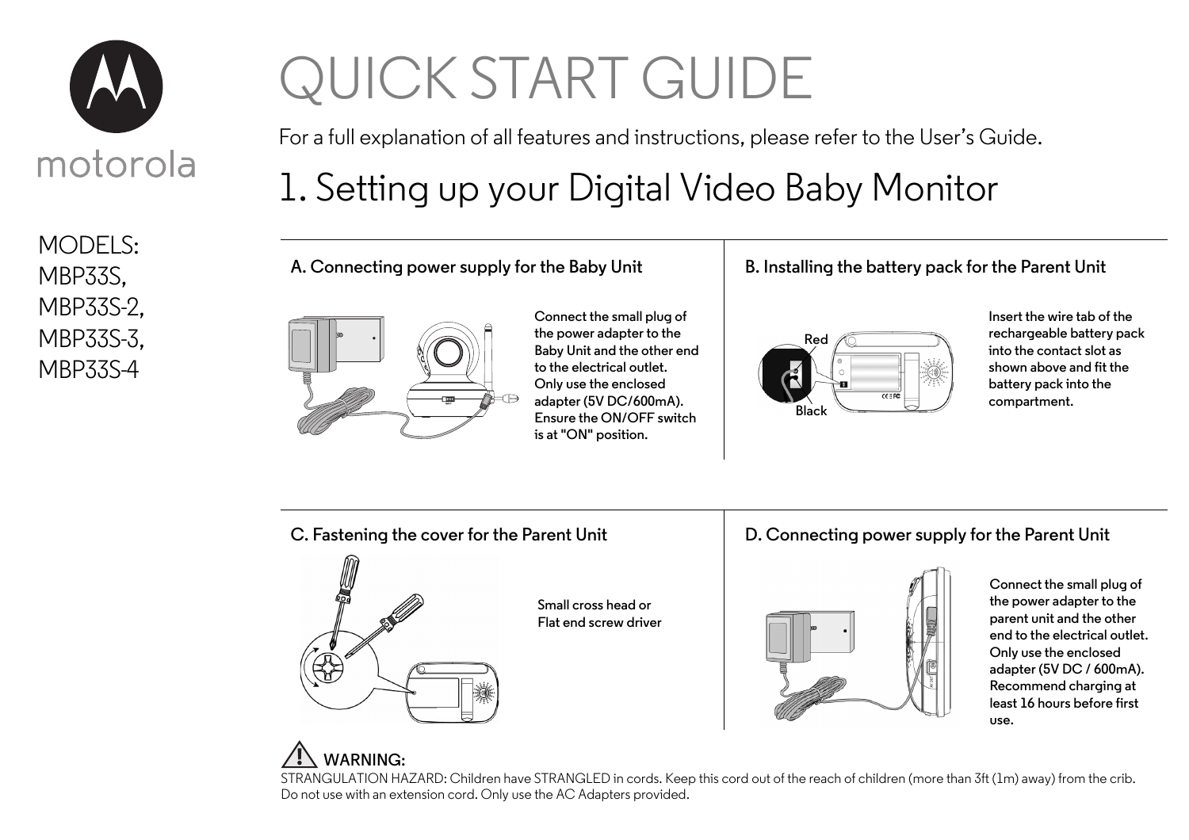motorola

MODELS:
MBP33S,
MBP33S-2,
MBP33S-3,
MBP33S-4

# QUICK START GUIDE

For a full explanation of all features and instructions, please refer to the User's Guide.

## 1. Setting up your Digital Video Baby Monitor

### A. Connecting power supply for the Baby Unit

Connect the small plug of the power adapter to the Baby Unit and the other end to the electrical outlet. Only use the enclosed adapter (5V DC/600mA). Ensure the ON/OFF switch is at "ON" position.

### B. Installing the battery pack for the Parent Unit

Red

Black

Insert the wire tab of the rechargeable battery pack into the contact slot as shown above and fit the battery pack into the compartment.

### C. Fastening the cover for the Parent Unit

Small cross head or Flat end screw driver

### D. Connecting power supply for the Parent Unit

Connect the small plug of the power adapter to the parent unit and the other end to the electrical outlet. Only use the enclosed adapter (5V DC / 600mA). Recommend charging at least 16 hours before first use.

**WARNING:**

STRANGULATION HAZARD: Children have STRANGLED in cords. Keep this cord out of the reach of children (more than 3ft (1m) away) from the crib. Do not use with an extension cord. Only use the AC Adapters provided.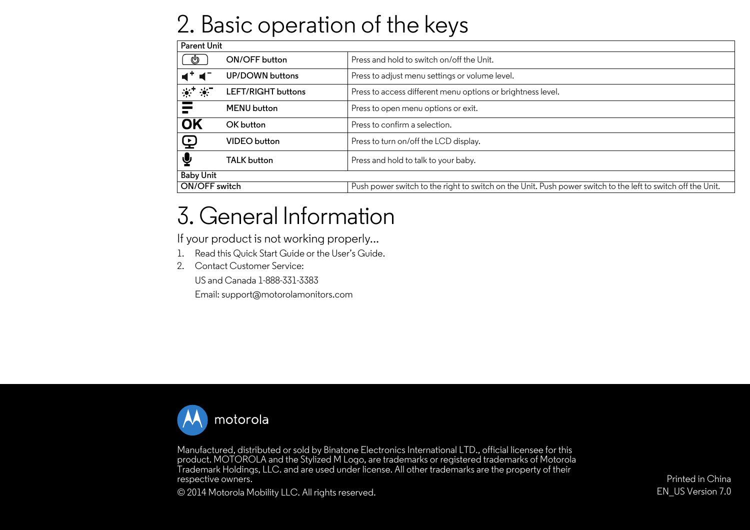# 2. Basic operation of the keys

| | | |
|---|---|---|
| **Parent Unit** | | |
| | **ON/OFF button** | Press and hold to switch on/off the Unit. |
| | **UP/DOWN buttons** | Press to adjust menu settings or volume level. |
| | **LEFT/RIGHT buttons** | Press to access different menu options or brightness level. |
| | **MENU button** | Press to open menu options or exit. |
| **OK** | **OK button** | Press to confirm a selection. |
| | **VIDEO button** | Press to turn on/off the LCD display. |
| | **TALK button** | Press and hold to talk to your baby. |
| **Baby Unit** | | |
| **ON/OFF switch** | | Push power switch to the right to switch on the Unit. Push power switch to the left to switch off the Unit. |

# 3. General Information

If your product is not working properly...

1. Read this Quick Start Guide or the User's Guide.
2. Contact Customer Service:

   US and Canada 1-888-331-3383

   Email: support@motorolamonitors.com

motorola

Manufactured, distributed or sold by Binatone Electronics International LTD., official licensee for this product. MOTOROLA and the Stylized M Logo, are trademarks or registered trademarks of Motorola Trademark Holdings, LLC. and are used under license. All other trademarks are the property of their respective owners.

© 2014 Motorola Mobility LLC. All rights reserved.

Printed in China
EN_US Version 7.0